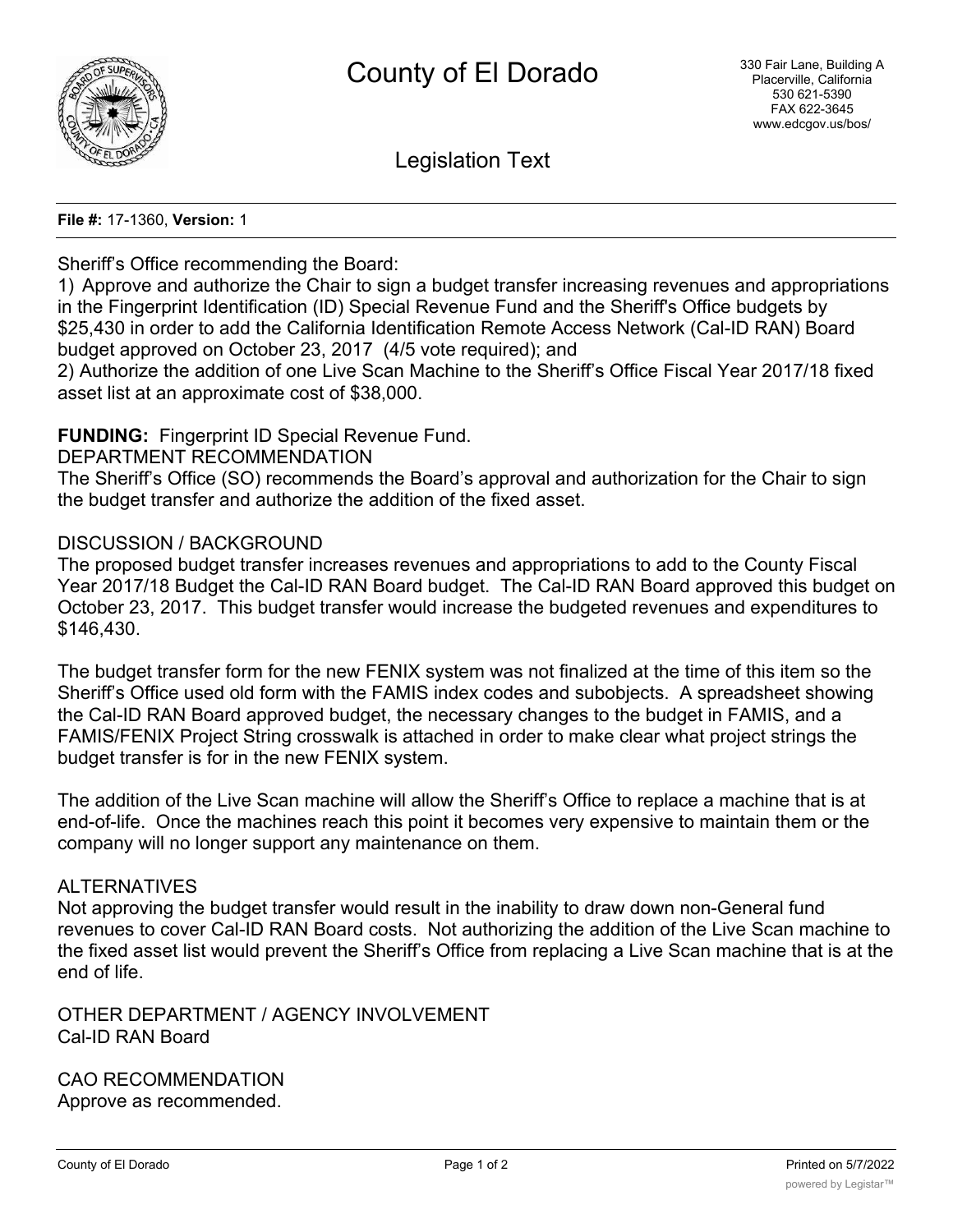# County of El Dorado

330 Fair Lane, Building A
Placerville, California
530 621-5390
FAX 622-3645
www.edcgov.us/bos/

## Legislation Text

**File #:** 17-1360, **Version:** 1

Sheriff's Office recommending the Board:
1) Approve and authorize the Chair to sign a budget transfer increasing revenues and appropriations in the Fingerprint Identification (ID) Special Revenue Fund and the Sheriff's Office budgets by $25,430 in order to add the California Identification Remote Access Network (Cal-ID RAN) Board budget approved on October 23, 2017 (4/5 vote required); and
2) Authorize the addition of one Live Scan Machine to the Sheriff's Office Fiscal Year 2017/18 fixed asset list at an approximate cost of $38,000.

**FUNDING:** Fingerprint ID Special Revenue Fund.

DEPARTMENT RECOMMENDATION
The Sheriff's Office (SO) recommends the Board's approval and authorization for the Chair to sign the budget transfer and authorize the addition of the fixed asset.

DISCUSSION / BACKGROUND
The proposed budget transfer increases revenues and appropriations to add to the County Fiscal Year 2017/18 Budget the Cal-ID RAN Board budget. The Cal-ID RAN Board approved this budget on October 23, 2017. This budget transfer would increase the budgeted revenues and expenditures to $146,430.

The budget transfer form for the new FENIX system was not finalized at the time of this item so the Sheriff's Office used old form with the FAMIS index codes and subobjects. A spreadsheet showing the Cal-ID RAN Board approved budget, the necessary changes to the budget in FAMIS, and a FAMIS/FENIX Project String crosswalk is attached in order to make clear what project strings the budget transfer is for in the new FENIX system.

The addition of the Live Scan machine will allow the Sheriff's Office to replace a machine that is at end-of-life. Once the machines reach this point it becomes very expensive to maintain them or the company will no longer support any maintenance on them.

ALTERNATIVES
Not approving the budget transfer would result in the inability to draw down non-General fund revenues to cover Cal-ID RAN Board costs. Not authorizing the addition of the Live Scan machine to the fixed asset list would prevent the Sheriff's Office from replacing a Live Scan machine that is at the end of life.

OTHER DEPARTMENT / AGENCY INVOLVEMENT
Cal-ID RAN Board

CAO RECOMMENDATION
Approve as recommended.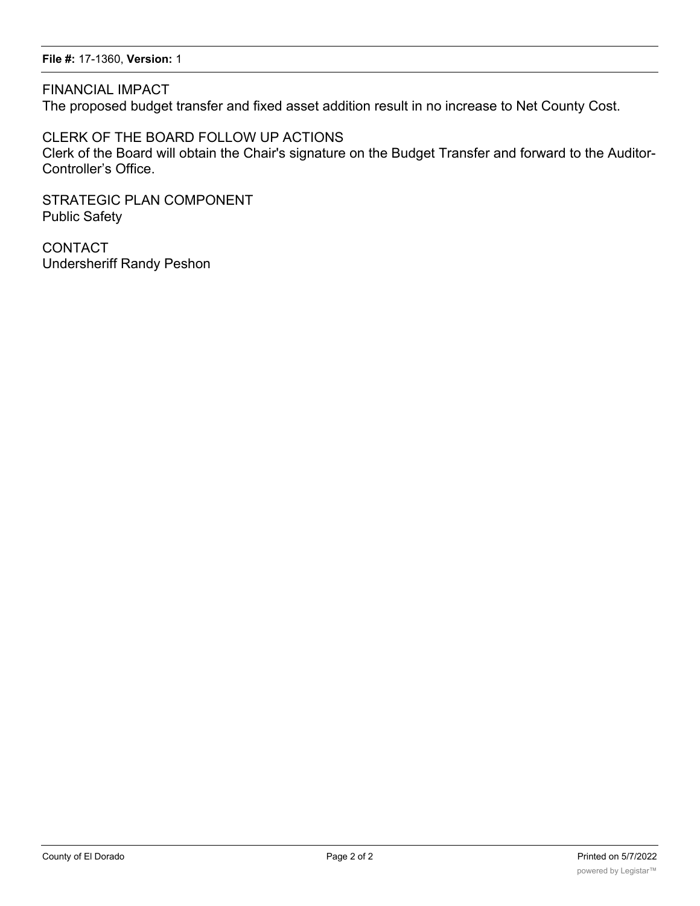FINANCIAL IMPACT
The proposed budget transfer and fixed asset addition result in no increase to Net County Cost.

CLERK OF THE BOARD FOLLOW UP ACTIONS
Clerk of the Board will obtain the Chair's signature on the Budget Transfer and forward to the Auditor-Controller's Office.

STRATEGIC PLAN COMPONENT
Public Safety

CONTACT
Undersheriff Randy Peshon